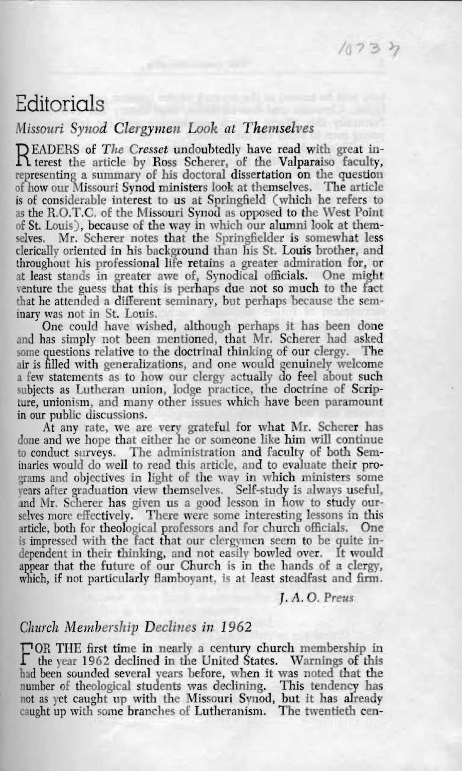# Editorials

## *Missouri Synod Clergymen Look at Themselves*

READERS of *The Cresset* undoubtedly have read with great interest the article by Ross Scherer, of the Valparaiso faculty, representing a summary of his doctoral dissertation on the question of how our Missouri Synod ministers look at themselves. The article is of considerable interest to us at Springfield (which he refers to as the R.O.T.C. of the Missouri Synod as opposed to the West Point of St. Louis), because of the way in which our alumni look at themselves. Mr. Scherer notes that the Springfielder is somewhat less clerically oriented in his background than his St. Louis brother, and throughout his professional life retains a greater admiration for, or at least stands in greater awe of, Synodical officials. One might venture the guess that this is perhaps due not so much to the fact that he attended a different seminary, but perhaps because the seminary was not in St. Louis.

One could have wished, although perhaps it has been done and has simply not been mentioned, that Mr. Scherer had asked some questions relative to the doctrinal thinking of our clergy. The air is filled with generalizations, and one would genuinely welcome a few statements as to how our clergy actually do feel about such subjects as Lutheran union, lodge practice, the doctrine of Scripture, unionism, and many other issues which have been paramount in our public discussions.

At any rate, we are very grateful for what Mr. Scherer has done and we hope that either he or someone like him will continue to conduct surveys. The administration and faculty of both Seminaries would do well to read this article, and to evaluate their programs and objectives in light of the way in which ministers some years after graduation view themselves. Self-study is always useful, and Mr. Scherer has given us a good lesson in how to study ourselves more effectively. There were some interesting lessons in this article, both for theological professors and for church officials. One is impressed with the fact that our clergymen seem to be quite independent in their thinking, and not easily bowled over. It would appear that the future of our Church is in the hands of a clergy, which, if not particularly flamboyant, is at least steadfast and firm.

*J. A. O. Preus*

## *Church Membership Declines in 1962*

FOR THE first time in nearly a century church membership in the year 1962 declined in the United States. Warnings of this had been sounded several years before, when it was noted that the number of theological students was declining. This tendency has not as yet caught up with the Missouri Synod, but it has already caught up with some branches of Lutheranism. The twentieth cen-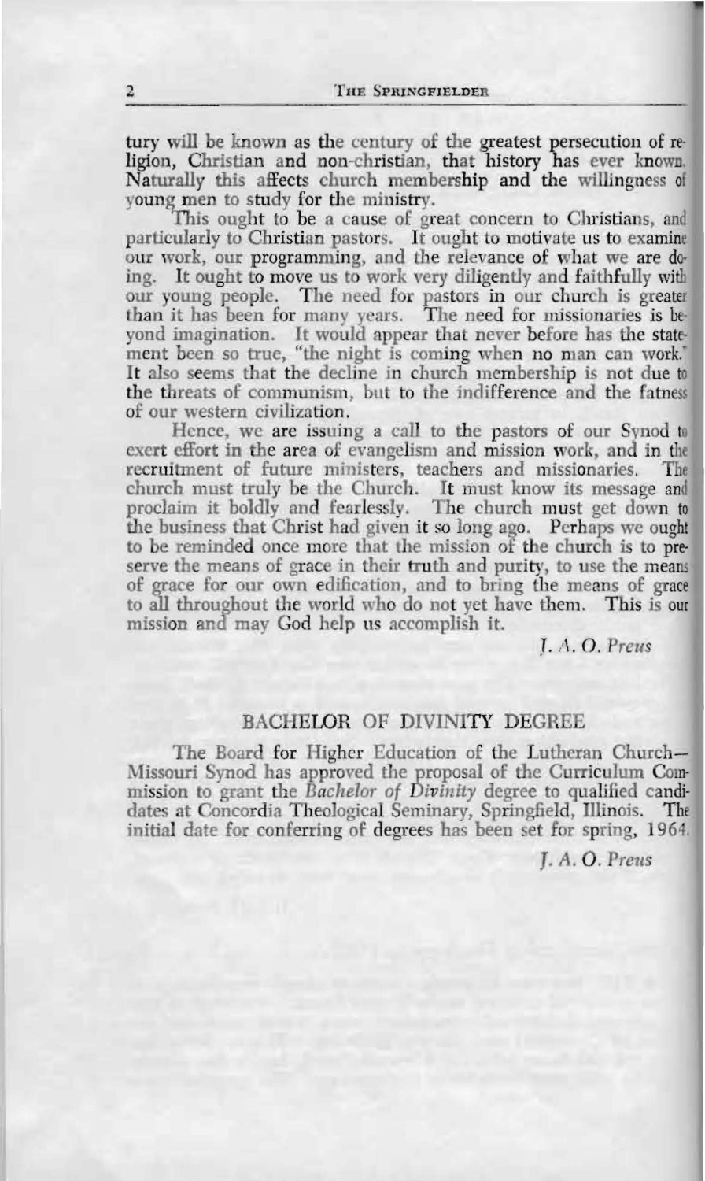tury will be known as the century of the greatest persecution of religion, Christian and non-christian, that history has ever known. Naturally this affects church membership and the willingness of young men to study for the ministry.

This ought to be a cause of great concern to Christians, and particularly to Christian pastors. It ought to motivate us to examine our work, our programming, and the relevance of what we are doing. It ought to move us to work very diligently and faithfully with our young people. The need for pastors in our church is greater than it has been for many years. The need for missionaries is beyond imagination. It would appear that never before has the statement been so true, "the night is coming when no man can work." It also seems that the decline in church membership is not due to the threats of communism, but to the indifference and the fatness of our western civilization.

Hence, we are issuing a call to the pastors of our Synod to exert effort in the area of evangelism and mission work, and in the recruitment of future ministers, teachers and missionaries. The church must truly be the Church. It must know its message and proclaim it boldly and fearlessly. The church must get down to the business that Christ had given it so long ago. Perhaps we ought to be reminded once more that the mission of the church is to preserve the means of grace in their truth and purity, to use the means of grace for our own edification, and to bring the means of grace to all throughout the world who do not yet have them. This is our mission and may God help us accomplish it.

*J. A. O. Preus*

## BACHELOR OF DIVINITY DEGREE

The Board for Higher Education of the Lutheran Church—Missouri Synod has approved the proposal of the Curriculum Commission to grant the *Bachelor of Divinity* degree to qualified candidates at Concordia Theological Seminary, Springfield, Illinois. The initial date for conferring of degrees has been set for spring, 1964.

*J. A. O. Preus*